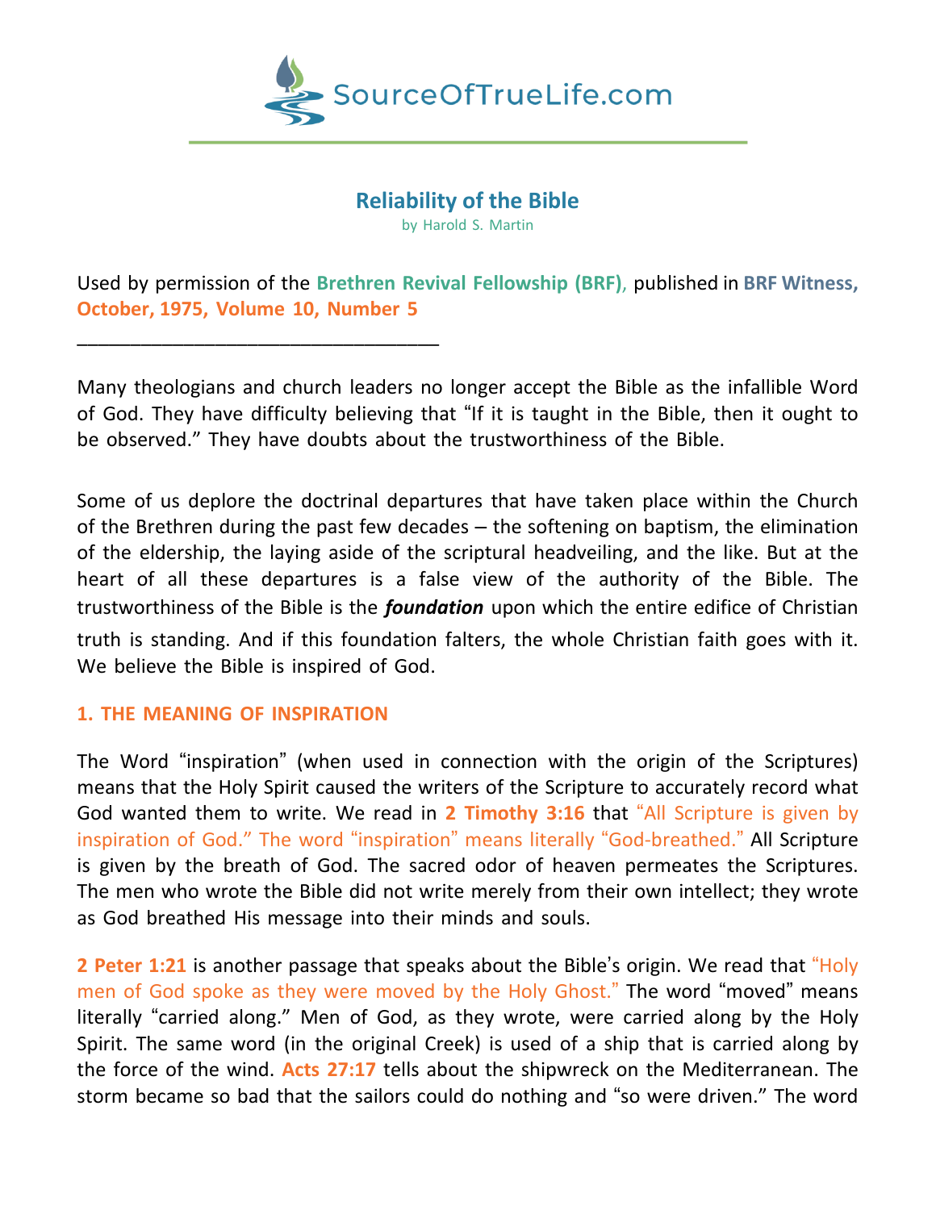SourceOfTrueLife.com

# Reliability of the Bible

by Harold S. Martin

Used by permission of the **Brethren Revival Fellowship (BRF)**, published in **BRF Witness, October, 1975, Volume 10, Number 5**

___________________________________

Many theologians and church leaders no longer accept the Bible as the infallible Word of God. They have difficulty believing that "If it is taught in the Bible, then it ought to be observed." They have doubts about the trustworthiness of the Bible.

Some of us deplore the doctrinal departures that have taken place within the Church of the Brethren during the past few decades – the softening on baptism, the elimination of the eldership, the laying aside of the scriptural headveiling, and the like. But at the heart of all these departures is a false view of the authority of the Bible. The trustworthiness of the Bible is the ***foundation*** upon which the entire edifice of Christian truth is standing. And if this foundation falters, the whole Christian faith goes with it. We believe the Bible is inspired of God.

## 1. THE MEANING OF INSPIRATION

The Word "inspiration" (when used in connection with the origin of the Scriptures) means that the Holy Spirit caused the writers of the Scripture to accurately record what God wanted them to write. We read in **2 Timothy 3:16** that "All Scripture is given by inspiration of God." The word "inspiration" means literally "God-breathed." All Scripture is given by the breath of God. The sacred odor of heaven permeates the Scriptures. The men who wrote the Bible did not write merely from their own intellect; they wrote as God breathed His message into their minds and souls.

**2 Peter 1:21** is another passage that speaks about the Bible's origin. We read that "Holy men of God spoke as they were moved by the Holy Ghost." The word "moved" means literally "carried along." Men of God, as they wrote, were carried along by the Holy Spirit. The same word (in the original Creek) is used of a ship that is carried along by the force of the wind. **Acts 27:17** tells about the shipwreck on the Mediterranean. The storm became so bad that the sailors could do nothing and "so were driven." The word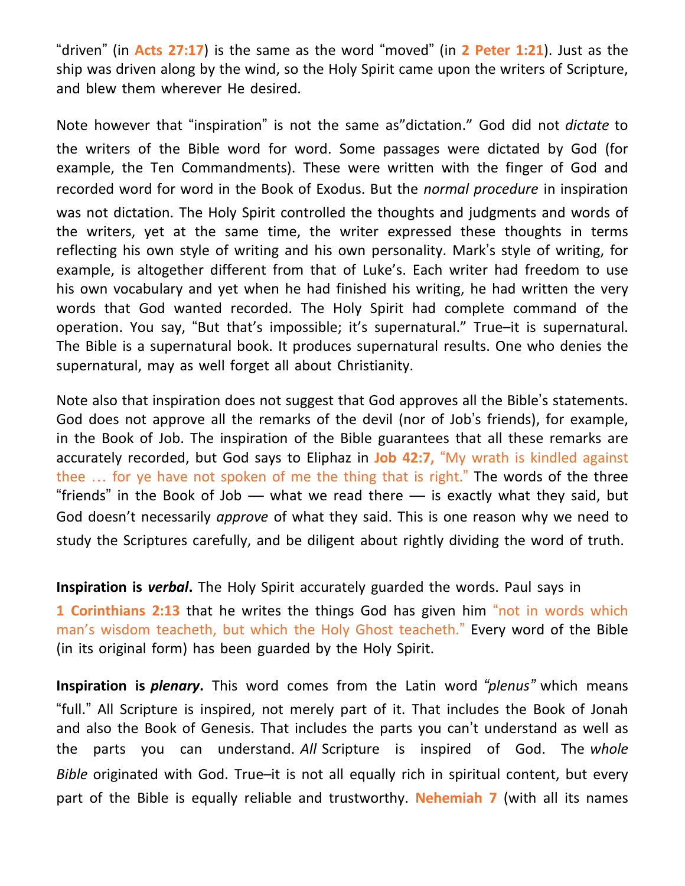"driven" (in **Acts 27:17**) is the same as the word "moved" (in **2 Peter 1:21**). Just as the ship was driven along by the wind, so the Holy Spirit came upon the writers of Scripture, and blew them wherever He desired.

Note however that "inspiration" is not the same as"dictation." God did not *dictate* to the writers of the Bible word for word. Some passages were dictated by God (for example, the Ten Commandments). These were written with the finger of God and recorded word for word in the Book of Exodus. But the *normal procedure* in inspiration was not dictation. The Holy Spirit controlled the thoughts and judgments and words of the writers, yet at the same time, the writer expressed these thoughts in terms reflecting his own style of writing and his own personality. Mark's style of writing, for example, is altogether different from that of Luke's. Each writer had freedom to use his own vocabulary and yet when he had finished his writing, he had written the very words that God wanted recorded. The Holy Spirit had complete command of the operation. You say, "But that's impossible; it's supernatural." True–it is supernatural. The Bible is a supernatural book. It produces supernatural results. One who denies the supernatural, may as well forget all about Christianity.

Note also that inspiration does not suggest that God approves all the Bible's statements. God does not approve all the remarks of the devil (nor of Job's friends), for example, in the Book of Job. The inspiration of the Bible guarantees that all these remarks are accurately recorded, but God says to Eliphaz in **Job 42:7,** "My wrath is kindled against thee … for ye have not spoken of me the thing that is right." The words of the three "friends" in the Book of Job — what we read there — is exactly what they said, but God doesn't necessarily *approve* of what they said. This is one reason why we need to study the Scriptures carefully, and be diligent about rightly dividing the word of truth.

**Inspiration is *verbal*.** The Holy Spirit accurately guarded the words. Paul says in **1 Corinthians 2:13** that he writes the things God has given him "not in words which man's wisdom teacheth, but which the Holy Ghost teacheth." Every word of the Bible (in its original form) has been guarded by the Holy Spirit.

**Inspiration is *plenary*.** This word comes from the Latin word *"plenus"* which means "full." All Scripture is inspired, not merely part of it. That includes the Book of Jonah and also the Book of Genesis. That includes the parts you can't understand as well as the parts you can understand. *All* Scripture is inspired of God. The *whole Bible* originated with God. True–it is not all equally rich in spiritual content, but every part of the Bible is equally reliable and trustworthy. **Nehemiah 7** (with all its names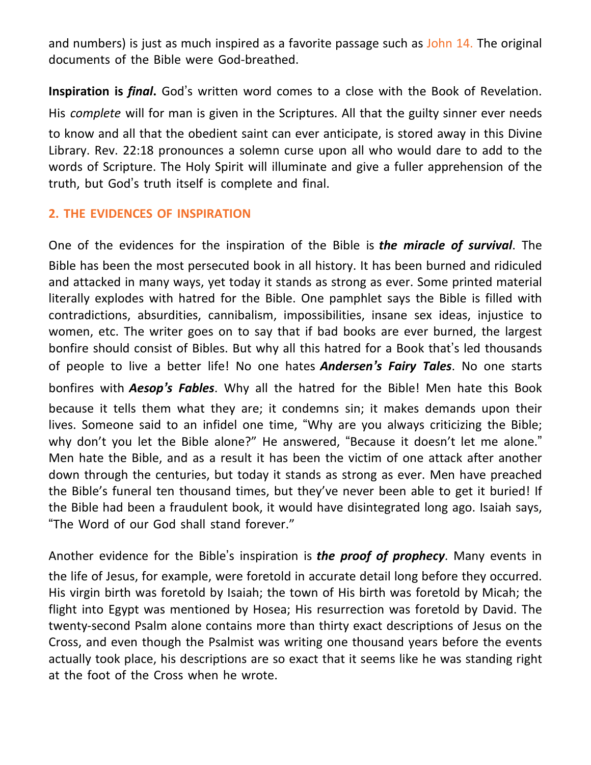and numbers) is just as much inspired as a favorite passage such as John 14. The original documents of the Bible were God-breathed.

**Inspiration is *final*.** God's written word comes to a close with the Book of Revelation. His *complete* will for man is given in the Scriptures. All that the guilty sinner ever needs to know and all that the obedient saint can ever anticipate, is stored away in this Divine Library. Rev. 22:18 pronounces a solemn curse upon all who would dare to add to the words of Scripture. The Holy Spirit will illuminate and give a fuller apprehension of the truth, but God's truth itself is complete and final.

## 2. THE EVIDENCES OF INSPIRATION

One of the evidences for the inspiration of the Bible is ***the miracle of survival***. The Bible has been the most persecuted book in all history. It has been burned and ridiculed and attacked in many ways, yet today it stands as strong as ever. Some printed material literally explodes with hatred for the Bible. One pamphlet says the Bible is filled with contradictions, absurdities, cannibalism, impossibilities, insane sex ideas, injustice to women, etc. The writer goes on to say that if bad books are ever burned, the largest bonfire should consist of Bibles. But why all this hatred for a Book that's led thousands of people to live a better life! No one hates ***Andersen's Fairy Tales***. No one starts bonfires with ***Aesop's Fables***. Why all the hatred for the Bible! Men hate this Book because it tells them what they are; it condemns sin; it makes demands upon their lives. Someone said to an infidel one time, "Why are you always criticizing the Bible; why don't you let the Bible alone?" He answered, "Because it doesn't let me alone." Men hate the Bible, and as a result it has been the victim of one attack after another down through the centuries, but today it stands as strong as ever. Men have preached the Bible's funeral ten thousand times, but they've never been able to get it buried! If the Bible had been a fraudulent book, it would have disintegrated long ago. Isaiah says, "The Word of our God shall stand forever."

Another evidence for the Bible's inspiration is ***the proof of prophecy***. Many events in the life of Jesus, for example, were foretold in accurate detail long before they occurred. His virgin birth was foretold by Isaiah; the town of His birth was foretold by Micah; the flight into Egypt was mentioned by Hosea; His resurrection was foretold by David. The twenty-second Psalm alone contains more than thirty exact descriptions of Jesus on the Cross, and even though the Psalmist was writing one thousand years before the events actually took place, his descriptions are so exact that it seems like he was standing right at the foot of the Cross when he wrote.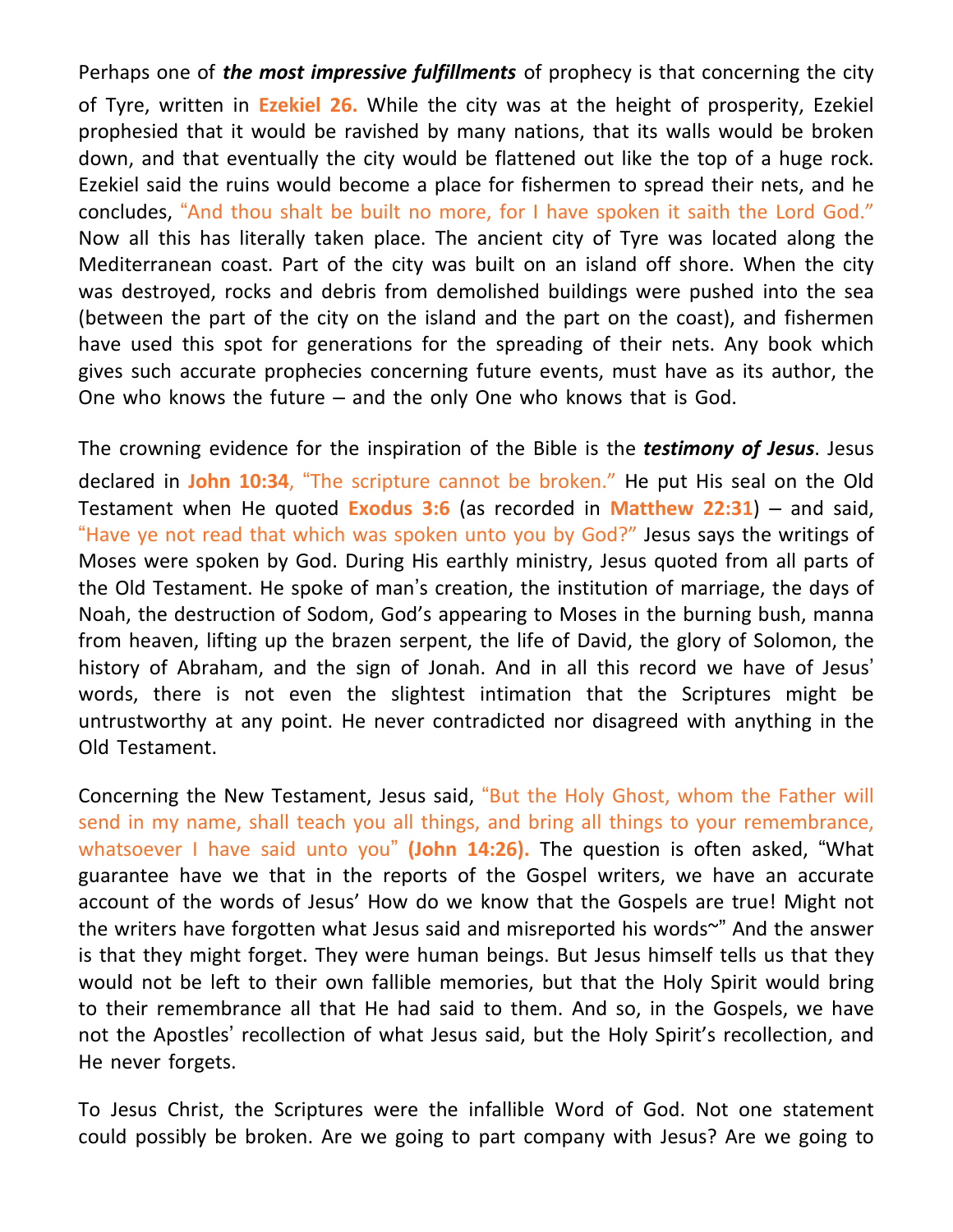Perhaps one of ***the most impressive fulfillments*** of prophecy is that concerning the city of Tyre, written in **Ezekiel 26.** While the city was at the height of prosperity, Ezekiel prophesied that it would be ravished by many nations, that its walls would be broken down, and that eventually the city would be flattened out like the top of a huge rock. Ezekiel said the ruins would become a place for fishermen to spread their nets, and he concludes, "And thou shalt be built no more, for I have spoken it saith the Lord God." Now all this has literally taken place. The ancient city of Tyre was located along the Mediterranean coast. Part of the city was built on an island off shore. When the city was destroyed, rocks and debris from demolished buildings were pushed into the sea (between the part of the city on the island and the part on the coast), and fishermen have used this spot for generations for the spreading of their nets. Any book which gives such accurate prophecies concerning future events, must have as its author, the One who knows the future – and the only One who knows that is God.

The crowning evidence for the inspiration of the Bible is the ***testimony of Jesus***. Jesus declared in **John 10:34**, "The scripture cannot be broken." He put His seal on the Old Testament when He quoted **Exodus 3:6** (as recorded in **Matthew 22:31**) – and said, "Have ye not read that which was spoken unto you by God?" Jesus says the writings of Moses were spoken by God. During His earthly ministry, Jesus quoted from all parts of the Old Testament. He spoke of man's creation, the institution of marriage, the days of Noah, the destruction of Sodom, God's appearing to Moses in the burning bush, manna from heaven, lifting up the brazen serpent, the life of David, the glory of Solomon, the history of Abraham, and the sign of Jonah. And in all this record we have of Jesus' words, there is not even the slightest intimation that the Scriptures might be untrustworthy at any point. He never contradicted nor disagreed with anything in the Old Testament.

Concerning the New Testament, Jesus said, "But the Holy Ghost, whom the Father will send in my name, shall teach you all things, and bring all things to your remembrance, whatsoever I have said unto you" **(John 14:26).** The question is often asked, "What guarantee have we that in the reports of the Gospel writers, we have an accurate account of the words of Jesus' How do we know that the Gospels are true! Might not the writers have forgotten what Jesus said and misreported his words~" And the answer is that they might forget. They were human beings. But Jesus himself tells us that they would not be left to their own fallible memories, but that the Holy Spirit would bring to their remembrance all that He had said to them. And so, in the Gospels, we have not the Apostles' recollection of what Jesus said, but the Holy Spirit's recollection, and He never forgets.

To Jesus Christ, the Scriptures were the infallible Word of God. Not one statement could possibly be broken. Are we going to part company with Jesus? Are we going to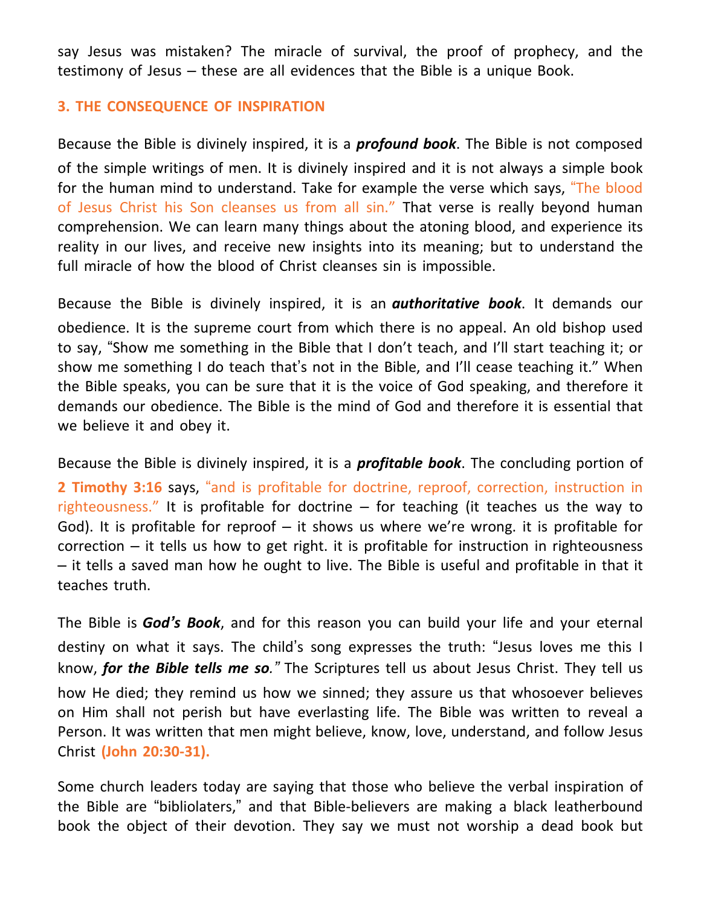say Jesus was mistaken? The miracle of survival, the proof of prophecy, and the testimony of Jesus – these are all evidences that the Bible is a unique Book.

### 3. THE CONSEQUENCE OF INSPIRATION

Because the Bible is divinely inspired, it is a ***profound book***. The Bible is not composed of the simple writings of men. It is divinely inspired and it is not always a simple book for the human mind to understand. Take for example the verse which says, "The blood of Jesus Christ his Son cleanses us from all sin." That verse is really beyond human comprehension. We can learn many things about the atoning blood, and experience its reality in our lives, and receive new insights into its meaning; but to understand the full miracle of how the blood of Christ cleanses sin is impossible.

Because the Bible is divinely inspired, it is an ***authoritative book***. It demands our obedience. It is the supreme court from which there is no appeal. An old bishop used to say, "Show me something in the Bible that I don't teach, and I'll start teaching it; or show me something I do teach that's not in the Bible, and I'll cease teaching it." When the Bible speaks, you can be sure that it is the voice of God speaking, and therefore it demands our obedience. The Bible is the mind of God and therefore it is essential that we believe it and obey it.

Because the Bible is divinely inspired, it is a ***profitable book***. The concluding portion of **2 Timothy 3:16** says, "and is profitable for doctrine, reproof, correction, instruction in righteousness." It is profitable for doctrine – for teaching (it teaches us the way to God). It is profitable for reproof – it shows us where we're wrong. it is profitable for correction – it tells us how to get right. it is profitable for instruction in righteousness – it tells a saved man how he ought to live. The Bible is useful and profitable in that it teaches truth.

The Bible is ***God's Book***, and for this reason you can build your life and your eternal destiny on what it says. The child's song expresses the truth: "Jesus loves me this I know, ***for the Bible tells me so.***" The Scriptures tell us about Jesus Christ. They tell us how He died; they remind us how we sinned; they assure us that whosoever believes on Him shall not perish but have everlasting life. The Bible was written to reveal a Person. It was written that men might believe, know, love, understand, and follow Jesus Christ **(John 20:30-31).**

Some church leaders today are saying that those who believe the verbal inspiration of the Bible are "bibliolaters," and that Bible-believers are making a black leatherbound book the object of their devotion. They say we must not worship a dead book but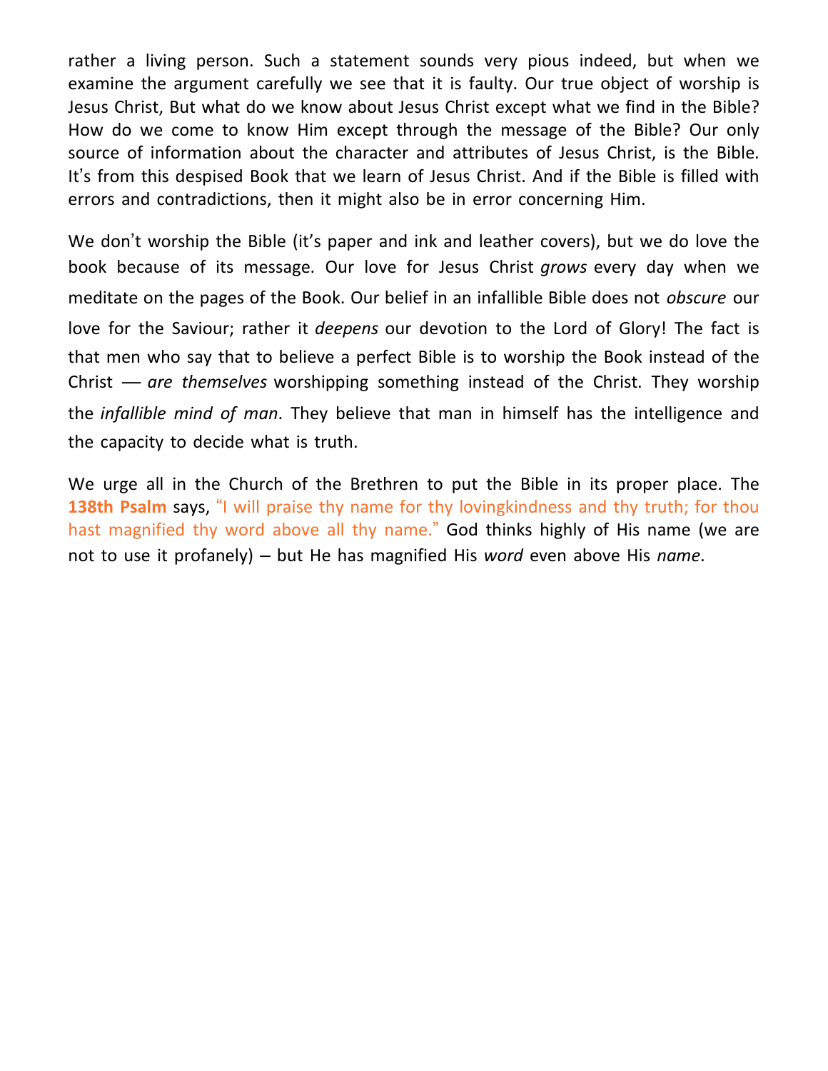rather a living person. Such a statement sounds very pious indeed, but when we examine the argument carefully we see that it is faulty. Our true object of worship is Jesus Christ, But what do we know about Jesus Christ except what we find in the Bible? How do we come to know Him except through the message of the Bible? Our only source of information about the character and attributes of Jesus Christ, is the Bible. It's from this despised Book that we learn of Jesus Christ. And if the Bible is filled with errors and contradictions, then it might also be in error concerning Him.

We don't worship the Bible (it's paper and ink and leather covers), but we do love the book because of its message. Our love for Jesus Christ *grows* every day when we meditate on the pages of the Book. Our belief in an infallible Bible does not *obscure* our love for the Saviour; rather it *deepens* our devotion to the Lord of Glory! The fact is that men who say that to believe a perfect Bible is to worship the Book instead of the Christ — *are themselves* worshipping something instead of the Christ. They worship the *infallible mind of man*. They believe that man in himself has the intelligence and the capacity to decide what is truth.

We urge all in the Church of the Brethren to put the Bible in its proper place. The **138th Psalm** says, "I will praise thy name for thy lovingkindness and thy truth; for thou hast magnified thy word above all thy name." God thinks highly of His name (we are not to use it profanely) – but He has magnified His *word* even above His *name*.